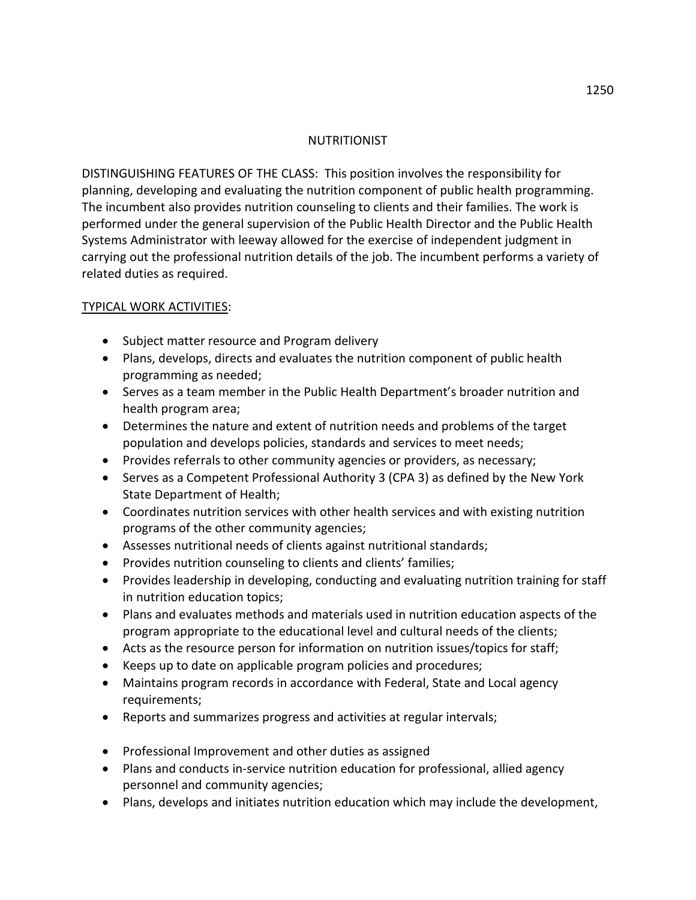# NUTRITIONIST

DISTINGUISHING FEATURES OF THE CLASS: This position involves the responsibility for planning, developing and evaluating the nutrition component of public health programming. The incumbent also provides nutrition counseling to clients and their families. The work is performed under the general supervision of the Public Health Director and the Public Health Systems Administrator with leeway allowed for the exercise of independent judgment in carrying out the professional nutrition details of the job. The incumbent performs a variety of related duties as required.

## TYPICAL WORK ACTIVITIES:

- Subject matter resource and Program delivery
- Plans, develops, directs and evaluates the nutrition component of public health programming as needed;
- Serves as a team member in the Public Health Department's broader nutrition and health program area;
- Determines the nature and extent of nutrition needs and problems of the target population and develops policies, standards and services to meet needs;
- Provides referrals to other community agencies or providers, as necessary;
- Serves as a Competent Professional Authority 3 (CPA 3) as defined by the New York State Department of Health;
- Coordinates nutrition services with other health services and with existing nutrition programs of the other community agencies;
- Assesses nutritional needs of clients against nutritional standards;
- Provides nutrition counseling to clients and clients' families;
- Provides leadership in developing, conducting and evaluating nutrition training for staff in nutrition education topics;
- Plans and evaluates methods and materials used in nutrition education aspects of the program appropriate to the educational level and cultural needs of the clients;
- Acts as the resource person for information on nutrition issues/topics for staff;
- Keeps up to date on applicable program policies and procedures;
- Maintains program records in accordance with Federal, State and Local agency requirements;
- Reports and summarizes progress and activities at regular intervals;

- Professional Improvement and other duties as assigned
- Plans and conducts in-service nutrition education for professional, allied agency personnel and community agencies;
- Plans, develops and initiates nutrition education which may include the development,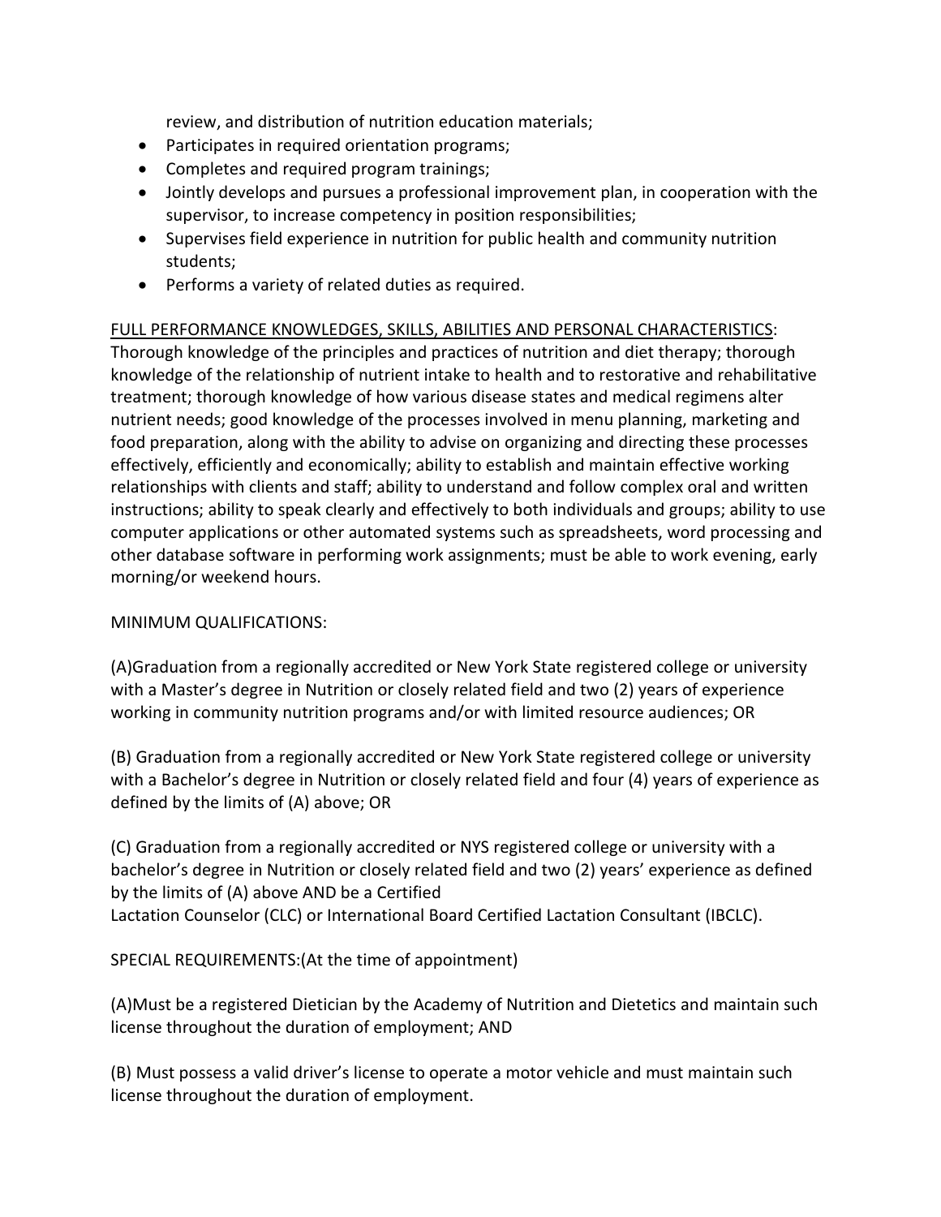review, and distribution of nutrition education materials;

- Participates in required orientation programs;
- Completes and required program trainings;
- Jointly develops and pursues a professional improvement plan, in cooperation with the supervisor, to increase competency in position responsibilities;
- Supervises field experience in nutrition for public health and community nutrition students;
- Performs a variety of related duties as required.

FULL PERFORMANCE KNOWLEDGES, SKILLS, ABILITIES AND PERSONAL CHARACTERISTICS: Thorough knowledge of the principles and practices of nutrition and diet therapy; thorough knowledge of the relationship of nutrient intake to health and to restorative and rehabilitative treatment; thorough knowledge of how various disease states and medical regimens alter nutrient needs; good knowledge of the processes involved in menu planning, marketing and food preparation, along with the ability to advise on organizing and directing these processes effectively, efficiently and economically; ability to establish and maintain effective working relationships with clients and staff; ability to understand and follow complex oral and written instructions; ability to speak clearly and effectively to both individuals and groups; ability to use computer applications or other automated systems such as spreadsheets, word processing and other database software in performing work assignments; must be able to work evening, early morning/or weekend hours.

MINIMUM QUALIFICATIONS:

(A)Graduation from a regionally accredited or New York State registered college or university with a Master's degree in Nutrition or closely related field and two (2) years of experience working in community nutrition programs and/or with limited resource audiences; OR

(B) Graduation from a regionally accredited or New York State registered college or university with a Bachelor's degree in Nutrition or closely related field and four (4) years of experience as defined by the limits of (A) above; OR

(C) Graduation from a regionally accredited or NYS registered college or university with a bachelor's degree in Nutrition or closely related field and two (2) years' experience as defined by the limits of (A) above AND be a Certified Lactation Counselor (CLC) or International Board Certified Lactation Consultant (IBCLC).

SPECIAL REQUIREMENTS:(At the time of appointment)

(A)Must be a registered Dietician by the Academy of Nutrition and Dietetics and maintain such license throughout the duration of employment; AND

(B) Must possess a valid driver's license to operate a motor vehicle and must maintain such license throughout the duration of employment.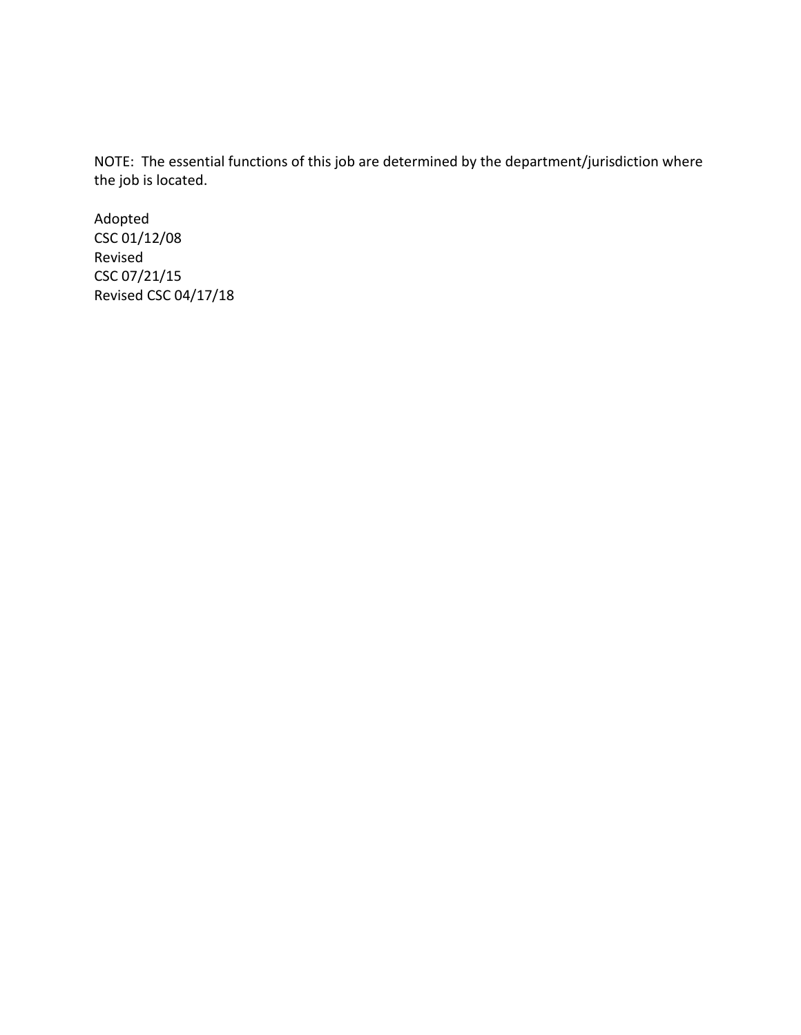NOTE: The essential functions of this job are determined by the department/jurisdiction where the job is located.

Adopted  
CSC 01/12/08  
Revised  
CSC 07/21/15  
Revised CSC 04/17/18